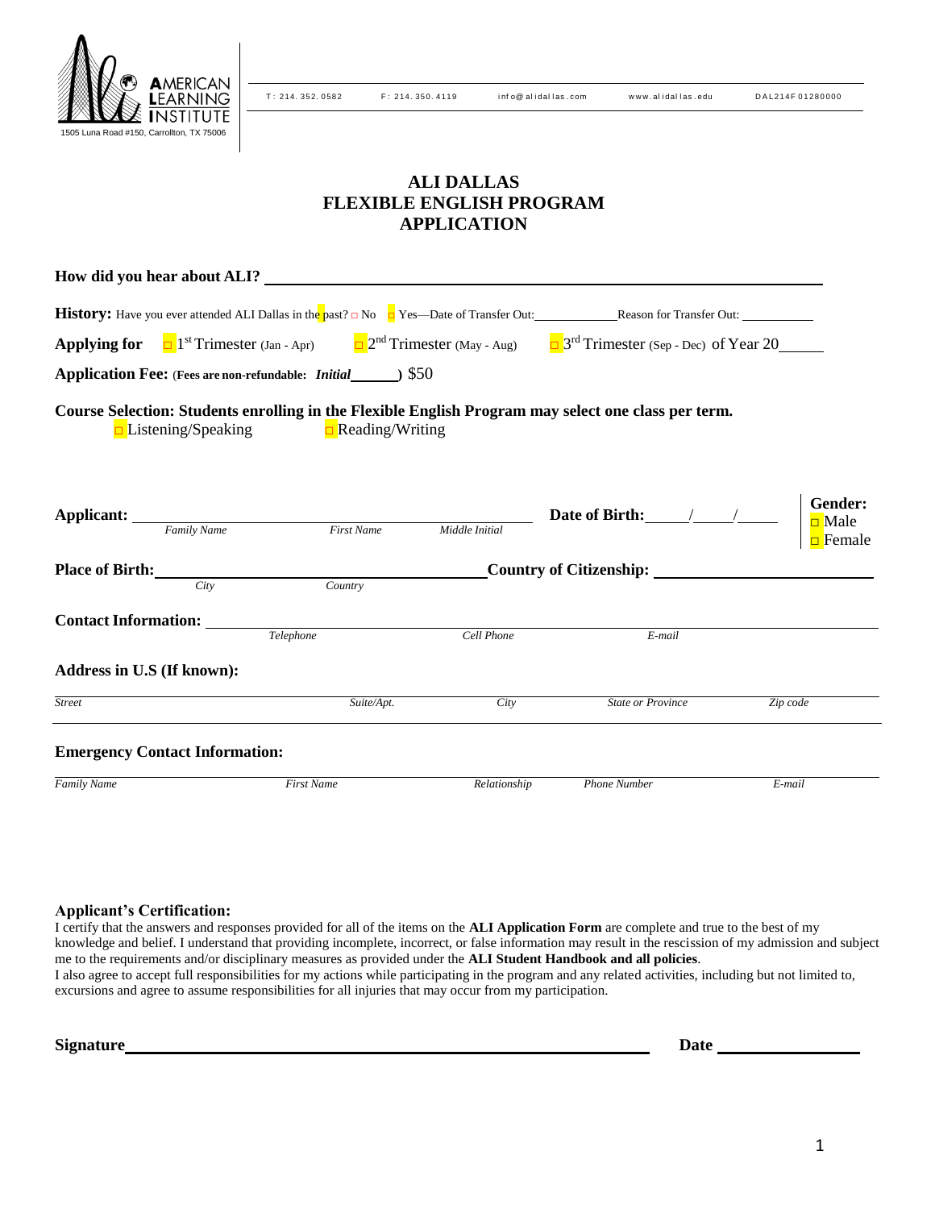AMERICAN LEARNING INSTITUTE
1505 Luna Road #150, Carrollton, TX 75006

T: 214. 352. 0582 F: 214. 350. 4119 info@alidallas.com www.alidallas.edu DAL214F01280000

# ALI DALLAS
# FLEXIBLE ENGLISH PROGRAM
# APPLICATION

**How did you hear about ALI?** ______________________________

**History:** Have you ever attended ALI Dallas in the past? ☐ No ☐ Yes—Date of Transfer Out:__________ Reason for Transfer Out: __________

**Applying for** ☐ 1st Trimester (Jan - Apr) ☐ 2nd Trimester (May - Aug) ☐ 3rd Trimester (Sep - Dec) of Year 20_____

**Application Fee:** (**Fees are non-refundable:** ***Initial*** _____) $50

**Course Selection: Students enrolling in the Flexible English Program may select one class per term.**

☐ Listening/Speaking ☐ Reading/Writing

**Applicant:** ______________________________
*Family Name* *First Name* *Middle Initial*

**Date of Birth:** ____/____/____

**Gender:** ☐ Male ☐ Female

**Place of Birth:** ______________________________
*City* *Country*

**Country of Citizenship:** ______________________________

**Contact Information:** ______________________________
*Telephone* *Cell Phone* *E-mail*

**Address in U.S (If known):**

______________________________
*Street* *Suite/Apt.* *City* *State or Province* *Zip code*

**Emergency Contact Information:**

______________________________
*Family Name* *First Name* *Relationship* *Phone Number* *E-mail*

**Applicant's Certification:**

I certify that the answers and responses provided for all of the items on the **ALI Application Form** are complete and true to the best of my knowledge and belief. I understand that providing incomplete, incorrect, or false information may result in the rescission of my admission and subject me to the requirements and/or disciplinary measures as provided under the **ALI Student Handbook and all policies**.

I also agree to accept full responsibilities for my actions while participating in the program and any related activities, including but not limited to, excursions and agree to assume responsibilities for all injuries that may occur from my participation.

**Signature** ______________________________ **Date** ______________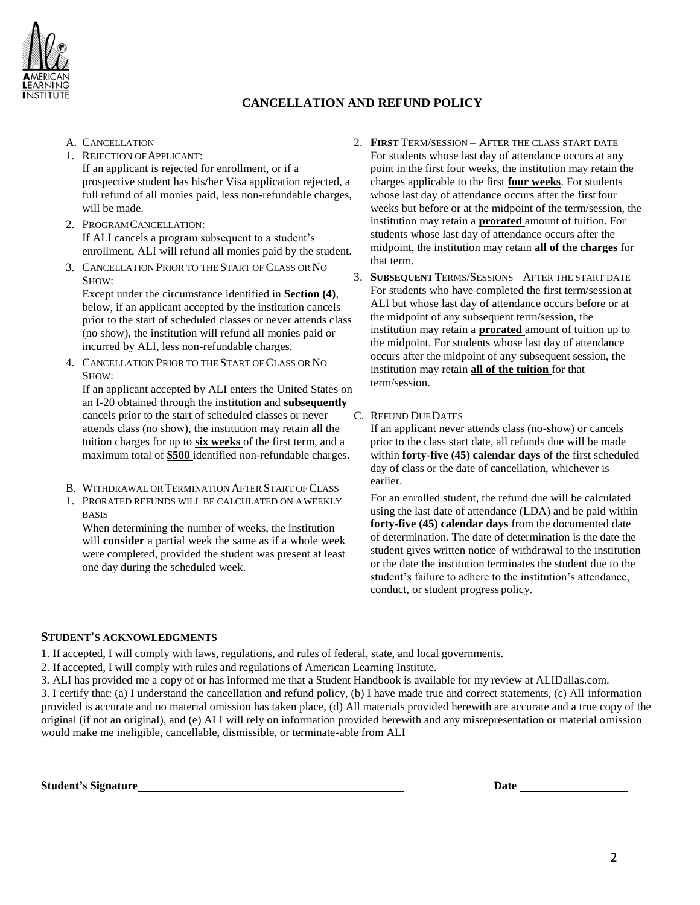## CANCELLATION AND REFUND POLICY

A. CANCELLATION

1. REJECTION OF APPLICANT:
   If an applicant is rejected for enrollment, or if a prospective student has his/her Visa application rejected, a full refund of all monies paid, less non-refundable charges, will be made.
2. PROGRAM CANCELLATION:
   If ALI cancels a program subsequent to a student's enrollment, ALI will refund all monies paid by the student.
3. CANCELLATION PRIOR TO THE START OF CLASS OR NO SHOW:
   Except under the circumstance identified in **Section (4)**, below, if an applicant accepted by the institution cancels prior to the start of scheduled classes or never attends class (no show), the institution will refund all monies paid or incurred by ALI, less non-refundable charges.
4. CANCELLATION PRIOR TO THE START OF CLASS OR NO SHOW:
   If an applicant accepted by ALI enters the United States on an I-20 obtained through the institution and **subsequently** cancels prior to the start of scheduled classes or never attends class (no show), the institution may retain all the tuition charges for up to **six weeks** of the first term, and a maximum total of **$500** identified non-refundable charges.

B. WITHDRAWAL OR TERMINATION AFTER START OF CLASS

1. PRORATED REFUNDS WILL BE CALCULATED ON A WEEKLY BASIS
   When determining the number of weeks, the institution will **consider** a partial week the same as if a whole week were completed, provided the student was present at least one day during the scheduled week.
2. **FIRST** TERM/SESSION – AFTER THE CLASS START DATE
   For students whose last day of attendance occurs at any point in the first four weeks, the institution may retain the charges applicable to the first **four weeks**. For students whose last day of attendance occurs after the first four weeks but before or at the midpoint of the term/session, the institution may retain a **prorated** amount of tuition. For students whose last day of attendance occurs after the midpoint, the institution may retain **all of the charges** for that term.
3. **SUBSEQUENT** TERMS/SESSIONS – AFTER THE START DATE
   For students who have completed the first term/session at ALI but whose last day of attendance occurs before or at the midpoint of any subsequent term/session, the institution may retain a **prorated** amount of tuition up to the midpoint. For students whose last day of attendance occurs after the midpoint of any subsequent session, the institution may retain **all of the tuition** for that term/session.

C. REFUND DUE DATES

If an applicant never attends class (no-show) or cancels prior to the class start date, all refunds due will be made within **forty-five (45) calendar days** of the first scheduled day of class or the date of cancellation, whichever is earlier.

For an enrolled student, the refund due will be calculated using the last date of attendance (LDA) and be paid within **forty-five (45) calendar days** from the documented date of determination. The date of determination is the date the student gives written notice of withdrawal to the institution or the date the institution terminates the student due to the student's failure to adhere to the institution's attendance, conduct, or student progress policy.

### STUDENT'S ACKNOWLEDGMENTS

1. If accepted, I will comply with laws, regulations, and rules of federal, state, and local governments.
2. If accepted, I will comply with rules and regulations of American Learning Institute.
3. ALI has provided me a copy of or has informed me that a Student Handbook is available for my review at ALIDallas.com.
3. I certify that: (a) I understand the cancellation and refund policy, (b) I have made true and correct statements, (c) All information provided is accurate and no material omission has taken place, (d) All materials provided herewith are accurate and a true copy of the original (if not an original), and (e) ALI will rely on information provided herewith and any misrepresentation or material omission would make me ineligible, cancellable, dismissible, or terminate-able from ALI

**Student's Signature** ______________________________ **Date** ______________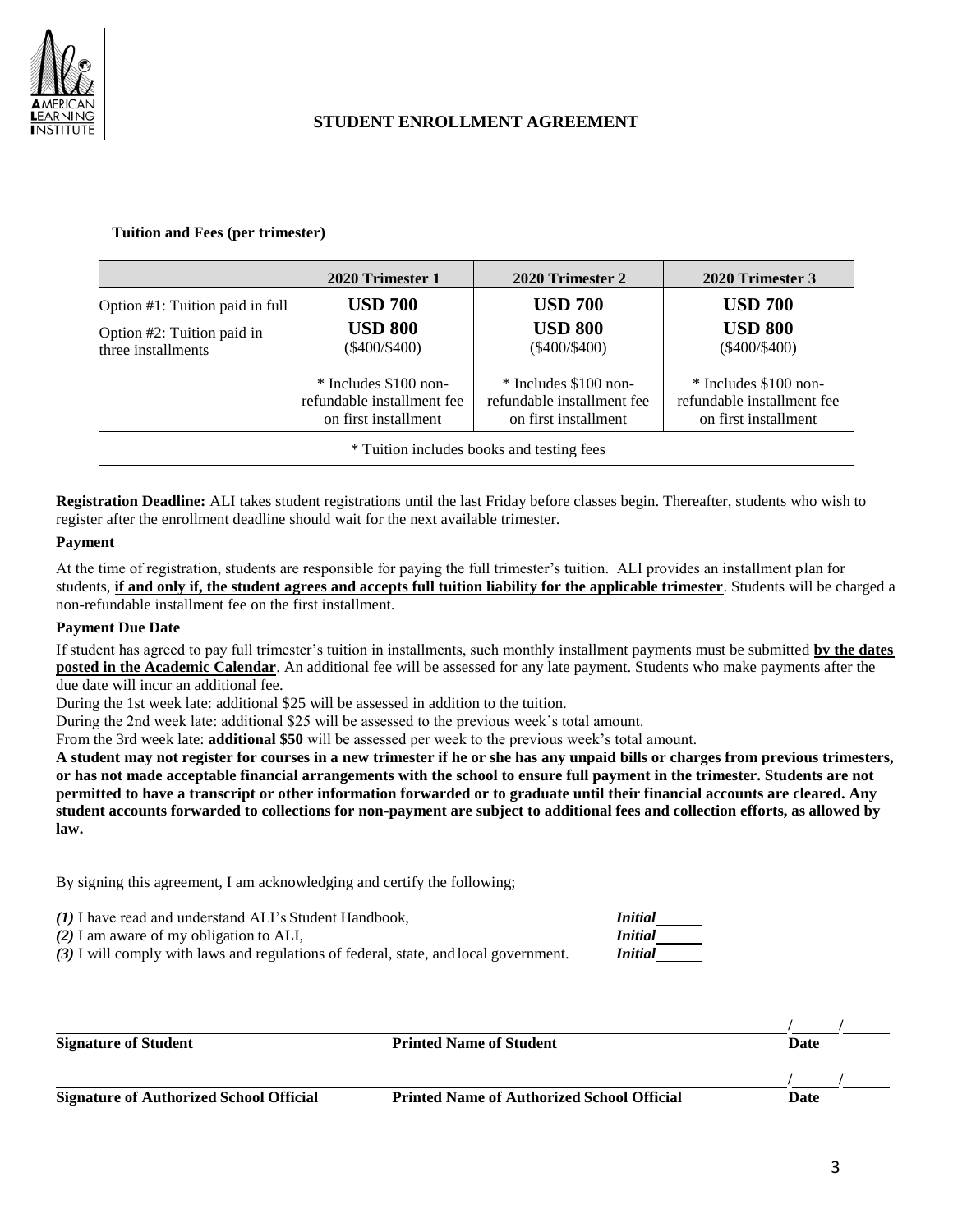# STUDENT ENROLLMENT AGREEMENT

**Tuition and Fees (per trimester)**

| | 2020 Trimester 1 | 2020 Trimester 2 | 2020 Trimester 3 |
|---|---|---|---|
| Option #1: Tuition paid in full | **USD 700** | **USD 700** | **USD 700** |
| Option #2: Tuition paid in three installments | **USD 800** ($400/$400) * Includes $100 non-refundable installment fee on first installment | **USD 800** ($400/$400) * Includes $100 non-refundable installment fee on first installment | **USD 800** ($400/$400) * Includes $100 non-refundable installment fee on first installment |
| * Tuition includes books and testing fees | | | |

**Registration Deadline:** ALI takes student registrations until the last Friday before classes begin. Thereafter, students who wish to register after the enrollment deadline should wait for the next available trimester.

**Payment**

At the time of registration, students are responsible for paying the full trimester's tuition. ALI provides an installment plan for students, **if and only if, the student agrees and accepts full tuition liability for the applicable trimester**. Students will be charged a non-refundable installment fee on the first installment.

**Payment Due Date**

If student has agreed to pay full trimester's tuition in installments, such monthly installment payments must be submitted **by the dates posted in the Academic Calendar**. An additional fee will be assessed for any late payment. Students who make payments after the due date will incur an additional fee.

During the 1st week late: additional $25 will be assessed in addition to the tuition.

During the 2nd week late: additional $25 will be assessed to the previous week's total amount.

From the 3rd week late: **additional $50** will be assessed per week to the previous week's total amount.

**A student may not register for courses in a new trimester if he or she has any unpaid bills or charges from previous trimesters, or has not made acceptable financial arrangements with the school to ensure full payment in the trimester. Students are not permitted to have a transcript or other information forwarded or to graduate until their financial accounts are cleared. Any student accounts forwarded to collections for non-payment are subject to additional fees and collection efforts, as allowed by law.**

By signing this agreement, I am acknowledging and certify the following;

*(1)* I have read and understand ALI's Student Handbook, *Initial*______

*(2)* I am aware of my obligation to ALI, *Initial*______

*(3)* I will comply with laws and regulations of federal, state, and local government. *Initial*______

| Signature of Student | Printed Name of Student | Date ___/___/___ |
|---|---|---|
| **Signature of Authorized School Official** | **Printed Name of Authorized School Official** | **Date** ___/___/___ |